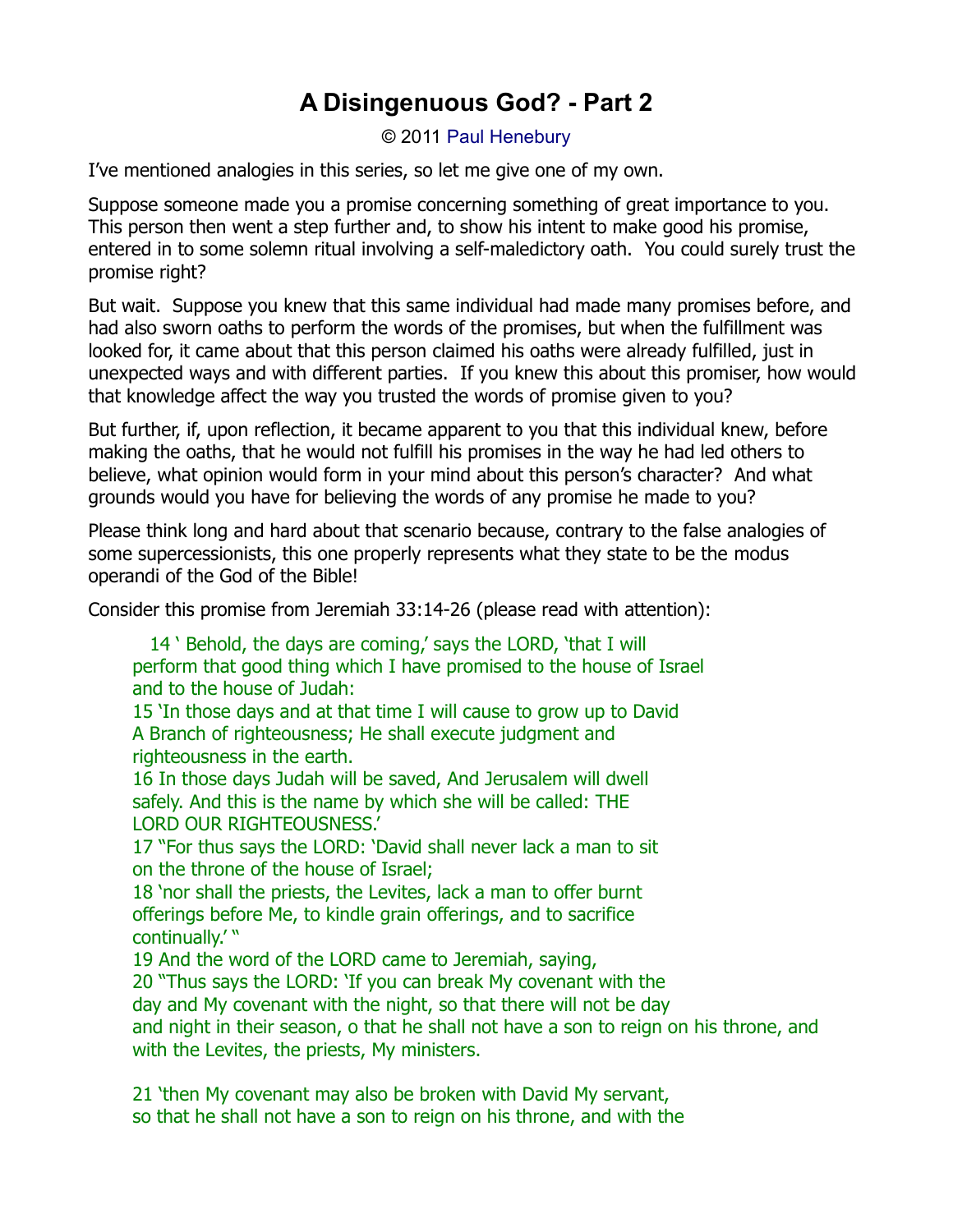# A Disingenuous God? - Part 2

© 2011 Paul Henebury

I've mentioned analogies in this series, so let me give one of my own.

Suppose someone made you a promise concerning something of great importance to you. This person then went a step further and, to show his intent to make good his promise, entered in to some solemn ritual involving a self-maledictory oath. You could surely trust the promise right?

But wait. Suppose you knew that this same individual had made many promises before, and had also sworn oaths to perform the words of the promises, but when the fulfillment was looked for, it came about that this person claimed his oaths were already fulfilled, just in unexpected ways and with different parties. If you knew this about this promiser, how would that knowledge affect the way you trusted the words of promise given to you?

But further, if, upon reflection, it became apparent to you that this individual knew, before making the oaths, that he would not fulfill his promises in the way he had led others to believe, what opinion would form in your mind about this person's character? And what grounds would you have for believing the words of any promise he made to you?

Please think long and hard about that scenario because, contrary to the false analogies of some supercessionists, this one properly represents what they state to be the modus operandi of the God of the Bible!

Consider this promise from Jeremiah 33:14-26 (please read with attention):

> 14 ' Behold, the days are coming,' says the LORD, 'that I will perform that good thing which I have promised to the house of Israel and to the house of Judah:
> 15 'In those days and at that time I will cause to grow up to David A Branch of righteousness; He shall execute judgment and righteousness in the earth.
> 16 In those days Judah will be saved, And Jerusalem will dwell safely. And this is the name by which she will be called: THE LORD OUR RIGHTEOUSNESS.'
> 17 "For thus says the LORD: 'David shall never lack a man to sit on the throne of the house of Israel;
> 18 'nor shall the priests, the Levites, lack a man to offer burnt offerings before Me, to kindle grain offerings, and to sacrifice continually.' "
> 19 And the word of the LORD came to Jeremiah, saying,
> 20 "Thus says the LORD: 'If you can break My covenant with the day and My covenant with the night, so that there will not be day and night in their season, o that he shall not have a son to reign on his throne, and with the Levites, the priests, My ministers.
>
> 21 'then My covenant may also be broken with David My servant, so that he shall not have a son to reign on his throne, and with the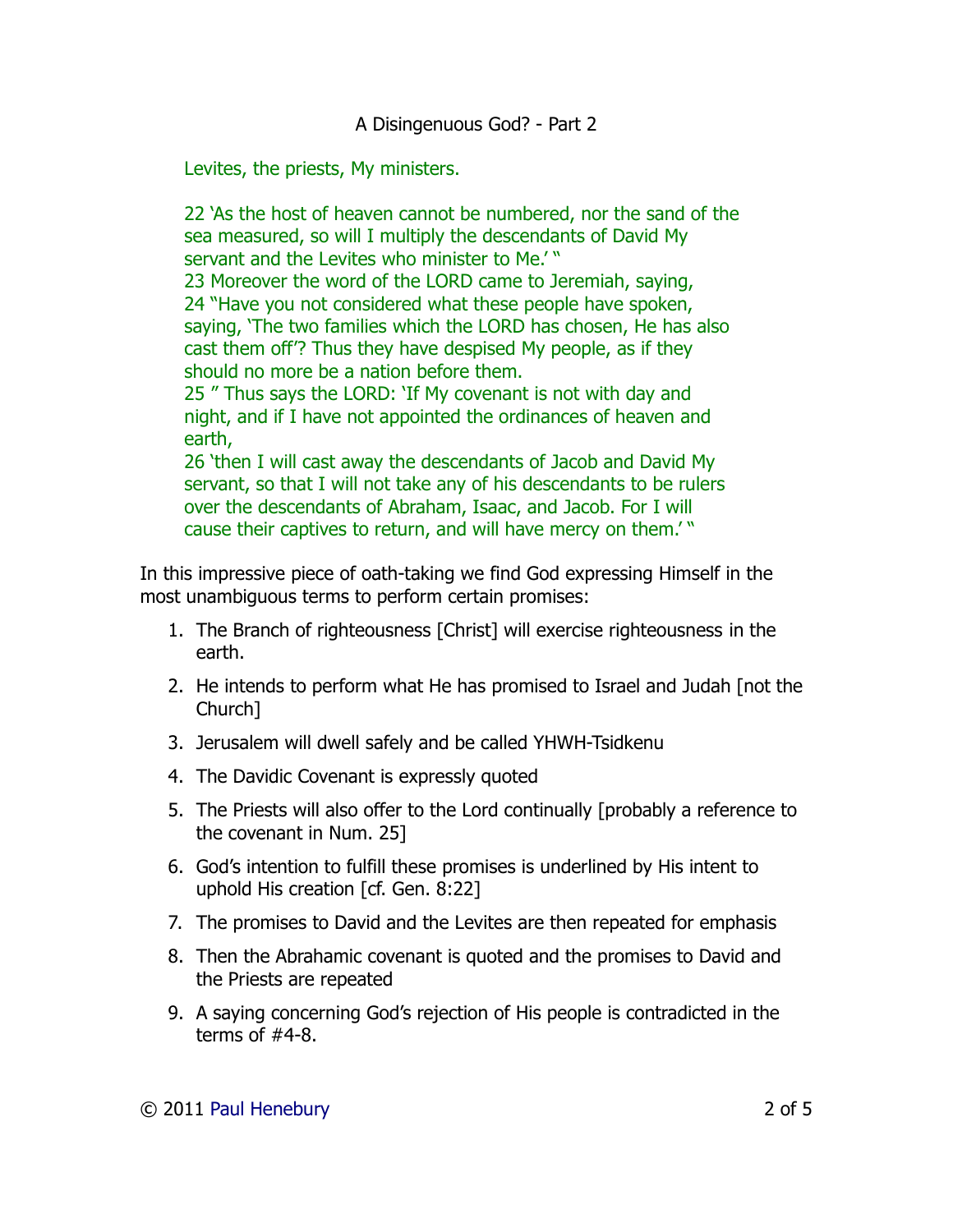Levites, the priests, My ministers.

22 'As the host of heaven cannot be numbered, nor the sand of the sea measured, so will I multiply the descendants of David My servant and the Levites who minister to Me.' "
23 Moreover the word of the LORD came to Jeremiah, saying,
24 "Have you not considered what these people have spoken, saying, 'The two families which the LORD has chosen, He has also cast them off'? Thus they have despised My people, as if they should no more be a nation before them.
25 " Thus says the LORD: 'If My covenant is not with day and night, and if I have not appointed the ordinances of heaven and earth,
26 'then I will cast away the descendants of Jacob and David My servant, so that I will not take any of his descendants to be rulers over the descendants of Abraham, Isaac, and Jacob. For I will cause their captives to return, and will have mercy on them.' "

In this impressive piece of oath-taking we find God expressing Himself in the most unambiguous terms to perform certain promises:

1. The Branch of righteousness [Christ] will exercise righteousness in the earth.
2. He intends to perform what He has promised to Israel and Judah [not the Church]
3. Jerusalem will dwell safely and be called YHWH-Tsidkenu
4. The Davidic Covenant is expressly quoted
5. The Priests will also offer to the Lord continually [probably a reference to the covenant in Num. 25]
6. God's intention to fulfill these promises is underlined by His intent to uphold His creation [cf. Gen. 8:22]
7. The promises to David and the Levites are then repeated for emphasis
8. Then the Abrahamic covenant is quoted and the promises to David and the Priests are repeated
9. A saying concerning God's rejection of His people is contradicted in the terms of #4-8.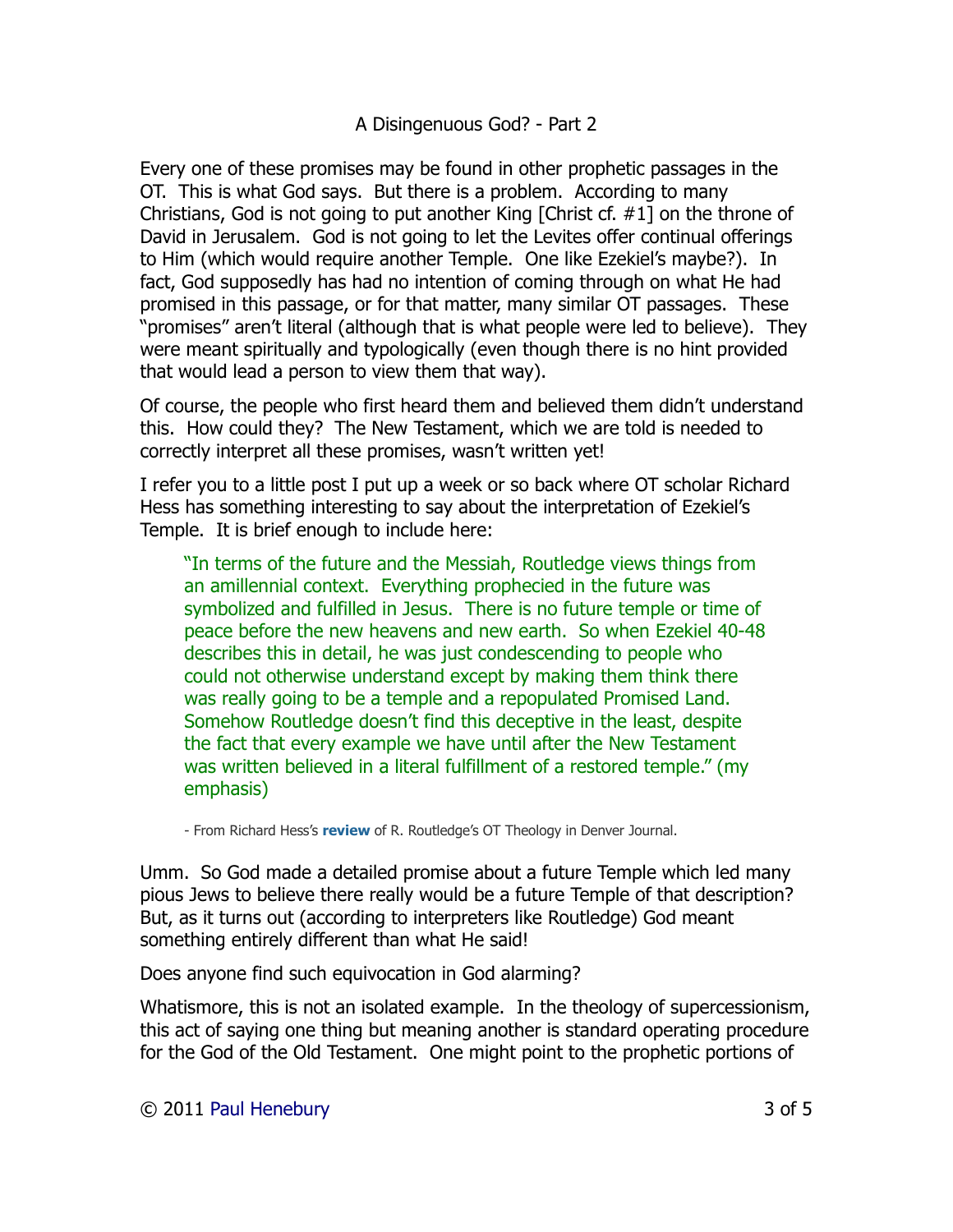## A Disingenuous God? - Part 2

Every one of these promises may be found in other prophetic passages in the OT. This is what God says. But there is a problem. According to many Christians, God is not going to put another King [Christ cf. #1] on the throne of David in Jerusalem. God is not going to let the Levites offer continual offerings to Him (which would require another Temple. One like Ezekiel's maybe?). In fact, God supposedly has had no intention of coming through on what He had promised in this passage, or for that matter, many similar OT passages. These "promises" aren't literal (although that is what people were led to believe). They were meant spiritually and typologically (even though there is no hint provided that would lead a person to view them that way).

Of course, the people who first heard them and believed them didn't understand this. How could they? The New Testament, which we are told is needed to correctly interpret all these promises, wasn't written yet!

I refer you to a little post I put up a week or so back where OT scholar Richard Hess has something interesting to say about the interpretation of Ezekiel's Temple. It is brief enough to include here:

> "In terms of the future and the Messiah, Routledge views things from an amillennial context. Everything prophecied in the future was symbolized and fulfilled in Jesus. There is no future temple or time of peace before the new heavens and new earth. So when Ezekiel 40-48 describes this in detail, he was just condescending to people who could not otherwise understand except by making them think there was really going to be a temple and a repopulated Promised Land. Somehow Routledge doesn't find this deceptive in the least, despite the fact that every example we have until after the New Testament was written believed in a literal fulfillment of a restored temple." (my emphasis)
>
> - From Richard Hess's **review** of R. Routledge's OT Theology in Denver Journal.

Umm. So God made a detailed promise about a future Temple which led many pious Jews to believe there really would be a future Temple of that description? But, as it turns out (according to interpreters like Routledge) God meant something entirely different than what He said!

Does anyone find such equivocation in God alarming?

Whatismore, this is not an isolated example. In the theology of supercessionism, this act of saying one thing but meaning another is standard operating procedure for the God of the Old Testament. One might point to the prophetic portions of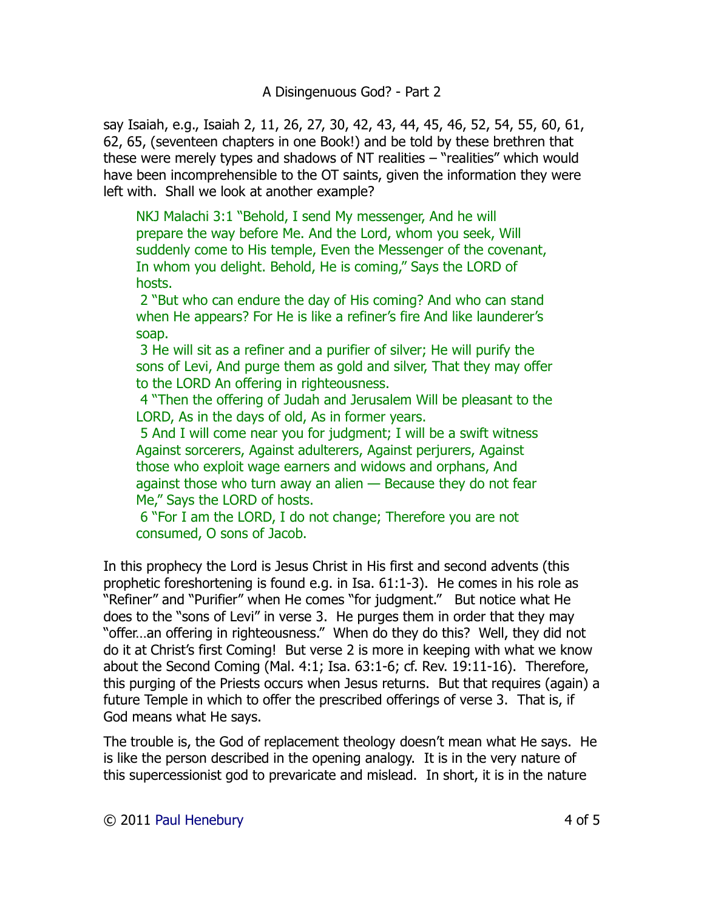say Isaiah, e.g., Isaiah 2, 11, 26, 27, 30, 42, 43, 44, 45, 46, 52, 54, 55, 60, 61, 62, 65, (seventeen chapters in one Book!) and be told by these brethren that these were merely types and shadows of NT realities – "realities" which would have been incomprehensible to the OT saints, given the information they were left with. Shall we look at another example?

> NKJ Malachi 3:1 "Behold, I send My messenger, And he will prepare the way before Me. And the Lord, whom you seek, Will suddenly come to His temple, Even the Messenger of the covenant, In whom you delight. Behold, He is coming," Says the LORD of hosts.
>
> 2 "But who can endure the day of His coming? And who can stand when He appears? For He is like a refiner's fire And like launderer's soap.
>
> 3 He will sit as a refiner and a purifier of silver; He will purify the sons of Levi, And purge them as gold and silver, That they may offer to the LORD An offering in righteousness.
>
> 4 "Then the offering of Judah and Jerusalem Will be pleasant to the LORD, As in the days of old, As in former years.
>
> 5 And I will come near you for judgment; I will be a swift witness Against sorcerers, Against adulterers, Against perjurers, Against those who exploit wage earners and widows and orphans, And against those who turn away an alien — Because they do not fear Me," Says the LORD of hosts.
>
> 6 "For I am the LORD, I do not change; Therefore you are not consumed, O sons of Jacob.

In this prophecy the Lord is Jesus Christ in His first and second advents (this prophetic foreshortening is found e.g. in Isa. 61:1-3). He comes in his role as "Refiner" and "Purifier" when He comes "for judgment." But notice what He does to the "sons of Levi" in verse 3. He purges them in order that they may "offer…an offering in righteousness." When do they do this? Well, they did not do it at Christ's first Coming! But verse 2 is more in keeping with what we know about the Second Coming (Mal. 4:1; Isa. 63:1-6; cf. Rev. 19:11-16). Therefore, this purging of the Priests occurs when Jesus returns. But that requires (again) a future Temple in which to offer the prescribed offerings of verse 3. That is, if God means what He says.

The trouble is, the God of replacement theology doesn't mean what He says. He is like the person described in the opening analogy. It is in the very nature of this supercessionist god to prevaricate and mislead. In short, it is in the nature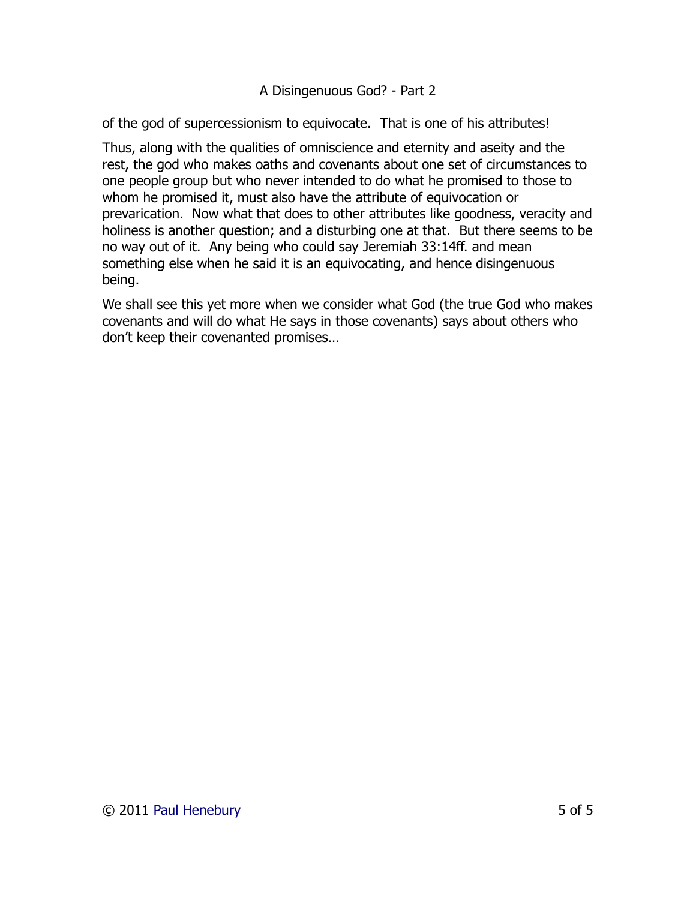of the god of supercessionism to equivocate. That is one of his attributes!

Thus, along with the qualities of omniscience and eternity and aseity and the rest, the god who makes oaths and covenants about one set of circumstances to one people group but who never intended to do what he promised to those to whom he promised it, must also have the attribute of equivocation or prevarication. Now what that does to other attributes like goodness, veracity and holiness is another question; and a disturbing one at that. But there seems to be no way out of it. Any being who could say Jeremiah 33:14ff. and mean something else when he said it is an equivocating, and hence disingenuous being.

We shall see this yet more when we consider what God (the true God who makes covenants and will do what He says in those covenants) says about others who don't keep their covenanted promises…

© 2011 Paul Henebury